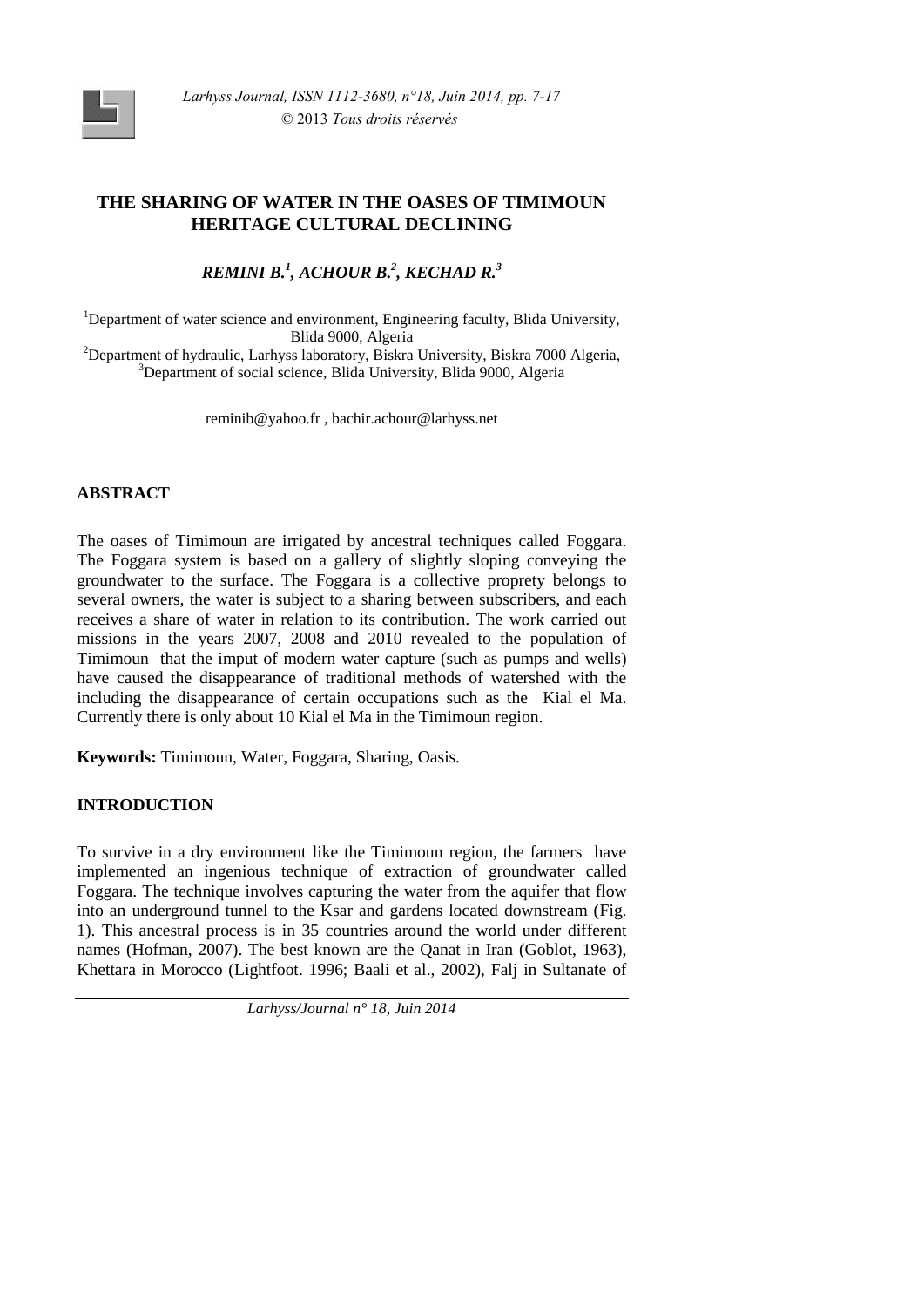# THE SHARING OF WATER IN THE OASES OF TIMIMOUN HERITAGE CULTURAL DECLINING

***REMINI B.[1], ACHOUR B.[2], KECHAD R.[3]***

[1]Department of water science and environment, Engineering faculty, Blida University, Blida 9000, Algeria
[2]Department of hydraulic, Larhyss laboratory, Biskra University, Biskra 7000 Algeria,
[3]Department of social science, Blida University, Blida 9000, Algeria

reminib@yahoo.fr , bachir.achour@larhyss.net

## ABSTRACT

The oases of Timimoun are irrigated by ancestral techniques called Foggara. The Foggara system is based on a gallery of slightly sloping conveying the groundwater to the surface. The Foggara is a collective proprety belongs to several owners, the water is subject to a sharing between subscribers, and each receives a share of water in relation to its contribution. The work carried out missions in the years 2007, 2008 and 2010 revealed to the population of Timimoun that the imput of modern water capture (such as pumps and wells) have caused the disappearance of traditional methods of watershed with the including the disappearance of certain occupations such as the Kial el Ma. Currently there is only about 10 Kial el Ma in the Timimoun region.

**Keywords:** Timimoun, Water, Foggara, Sharing, Oasis.

## INTRODUCTION

To survive in a dry environment like the Timimoun region, the farmers have implemented an ingenious technique of extraction of groundwater called Foggara. The technique involves capturing the water from the aquifer that flow into an underground tunnel to the Ksar and gardens located downstream (Fig. 1). This ancestral process is in 35 countries around the world under different names (Hofman, 2007). The best known are the Qanat in Iran (Goblot, 1963), Khettara in Morocco (Lightfoot. 1996; Baali et al., 2002), Falj in Sultanate of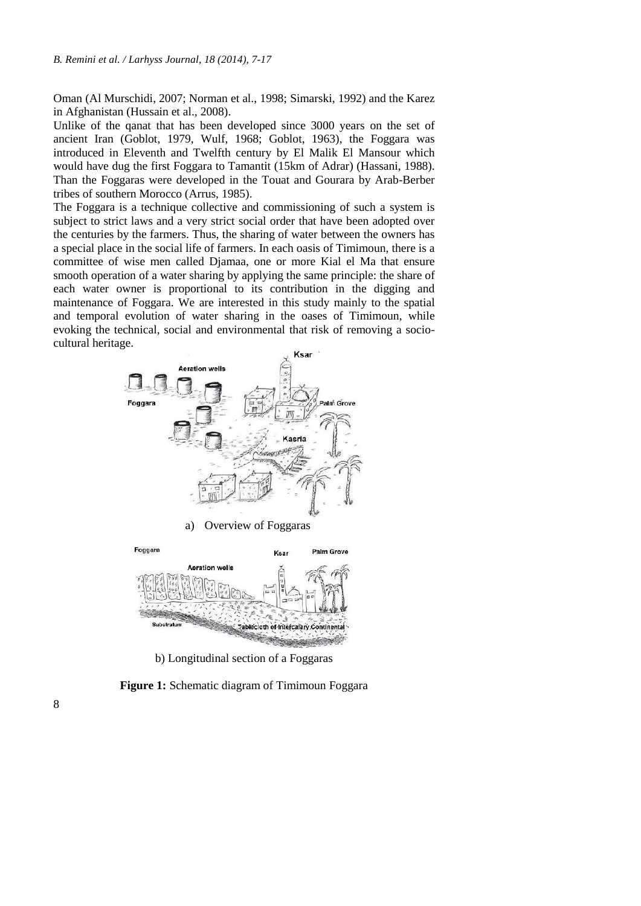Oman (Al Murschidi, 2007; Norman et al., 1998; Simarski, 1992) and the Karez in Afghanistan (Hussain et al., 2008).

Unlike of the qanat that has been developed since 3000 years on the set of ancient Iran (Goblot, 1979, Wulf, 1968; Goblot, 1963), the Foggara was introduced in Eleventh and Twelfth century by El Malik El Mansour which would have dug the first Foggara to Tamantit (15km of Adrar) (Hassani, 1988). Than the Foggaras were developed in the Touat and Gourara by Arab-Berber tribes of southern Morocco (Arrus, 1985).

The Foggara is a technique collective and commissioning of such a system is subject to strict laws and a very strict social order that have been adopted over the centuries by the farmers. Thus, the sharing of water between the owners has a special place in the social life of farmers. In each oasis of Timimoun, there is a committee of wise men called Djamaa, one or more Kial el Ma that ensure smooth operation of a water sharing by applying the same principle: the share of each water owner is proportional to its contribution in the digging and maintenance of Foggara. We are interested in this study mainly to the spatial and temporal evolution of water sharing in the oases of Timimoun, while evoking the technical, social and environmental that risk of removing a socio-cultural heritage.

a) Overview of Foggaras

b) Longitudinal section of a Foggaras

**Figure 1:** Schematic diagram of Timimoun Foggara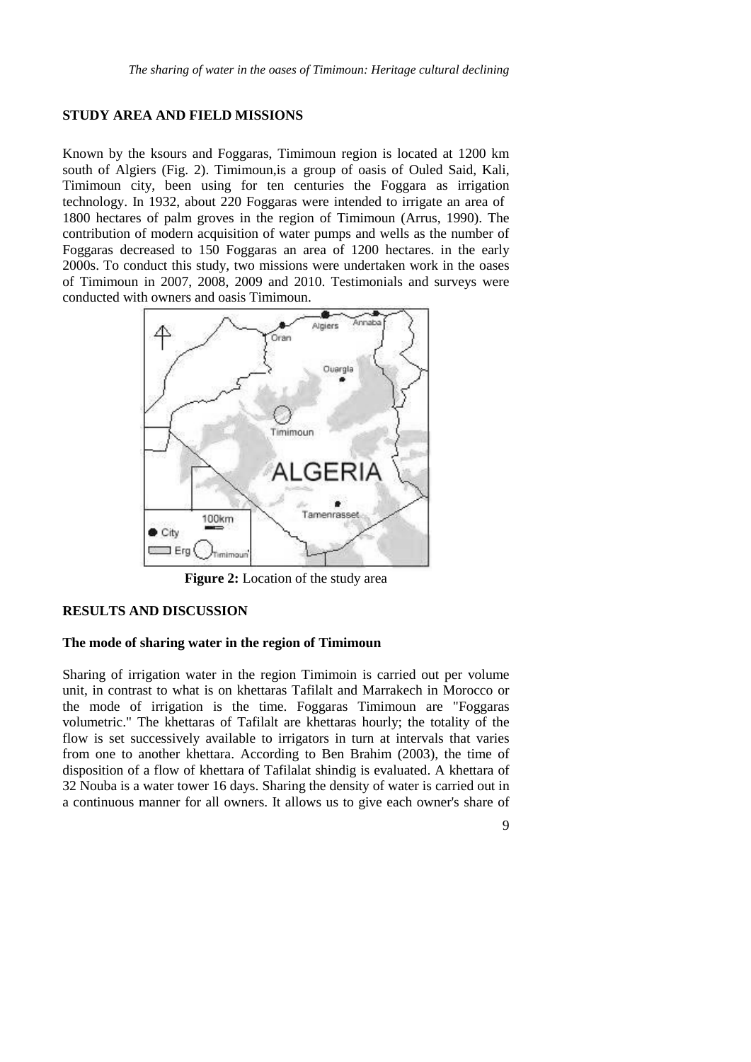## STUDY AREA AND FIELD MISSIONS

Known by the ksours and Foggaras, Timimoun region is located at 1200 km south of Algiers (Fig. 2). Timimoun,is a group of oasis of Ouled Said, Kali, Timimoun city, been using for ten centuries the Foggara as irrigation technology. In 1932, about 220 Foggaras were intended to irrigate an area of 1800 hectares of palm groves in the region of Timimoun (Arrus, 1990). The contribution of modern acquisition of water pumps and wells as the number of Foggaras decreased to 150 Foggaras an area of 1200 hectares. in the early 2000s. To conduct this study, two missions were undertaken work in the oases of Timimoun in 2007, 2008, 2009 and 2010. Testimonials and surveys were conducted with owners and oasis Timimoun.

**Figure 2:** Location of the study area

## RESULTS AND DISCUSSION

### The mode of sharing water in the region of Timimoun

Sharing of irrigation water in the region Timimoin is carried out per volume unit, in contrast to what is on khettaras Tafilalt and Marrakech in Morocco or the mode of irrigation is the time. Foggaras Timimoun are "Foggaras volumetric." The khettaras of Tafilalt are khettaras hourly; the totality of the flow is set successively available to irrigators in turn at intervals that varies from one to another khettara. According to Ben Brahim (2003), the time of disposition of a flow of khettara of Tafilalat shindig is evaluated. A khettara of 32 Nouba is a water tower 16 days. Sharing the density of water is carried out in a continuous manner for all owners. It allows us to give each owner's share of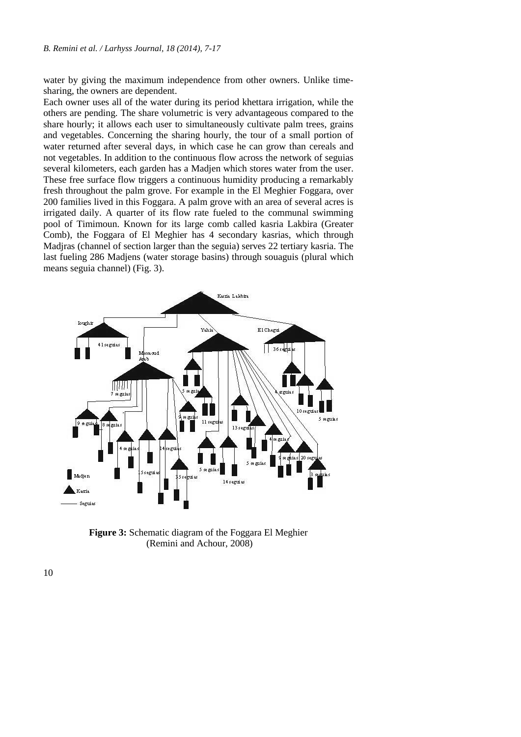water by giving the maximum independence from other owners. Unlike time-sharing, the owners are dependent.

Each owner uses all of the water during its period khettara irrigation, while the others are pending. The share volumetric is very advantageous compared to the share hourly; it allows each user to simultaneously cultivate palm trees, grains and vegetables. Concerning the sharing hourly, the tour of a small portion of water returned after several days, in which case he can grow than cereals and not vegetables. In addition to the continuous flow across the network of seguias several kilometers, each garden has a Madjen which stores water from the user. These free surface flow triggers a continuous humidity producing a remarkably fresh throughout the palm grove. For example in the El Meghier Foggara, over 200 families lived in this Foggara. A palm grove with an area of several acres is irrigated daily. A quarter of its flow rate fueled to the communal swimming pool of Timimoun. Known for its large comb called kasria Lakbira (Greater Comb), the Foggara of El Meghier has 4 secondary kasrias, which through Madjras (channel of section larger than the seguia) serves 22 tertiary kasria. The last fueling 286 Madjens (water storage basins) through souaguis (plural which means seguia channel) (Fig. 3).

**Figure 3:** Schematic diagram of the Foggara El Meghier (Remini and Achour, 2008)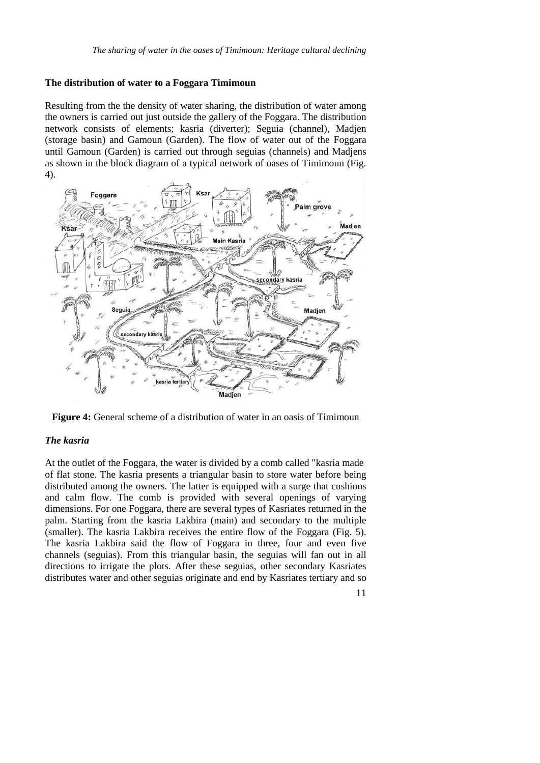### The distribution of water to a Foggara Timimoun

Resulting from the the density of water sharing, the distribution of water among the owners is carried out just outside the gallery of the Foggara. The distribution network consists of elements; kasria (diverter); Seguia (channel), Madjen (storage basin) and Gamoun (Garden). The flow of water out of the Foggara until Gamoun (Garden) is carried out through seguias (channels) and Madjens as shown in the block diagram of a typical network of oases of Timimoun (Fig. 4).

**Figure 4:** General scheme of a distribution of water in an oasis of Timimoun

### *The kasria*

At the outlet of the Foggara, the water is divided by a comb called "kasria made of flat stone. The kasria presents a triangular basin to store water before being distributed among the owners. The latter is equipped with a surge that cushions and calm flow. The comb is provided with several openings of varying dimensions. For one Foggara, there are several types of Kasriates returned in the palm. Starting from the kasria Lakbira (main) and secondary to the multiple (smaller). The kasria Lakbira receives the entire flow of the Foggara (Fig. 5). The kasria Lakbira said the flow of Foggara in three, four and even five channels (seguias). From this triangular basin, the seguias will fan out in all directions to irrigate the plots. After these seguias, other secondary Kasriates distributes water and other seguias originate and end by Kasriates tertiary and so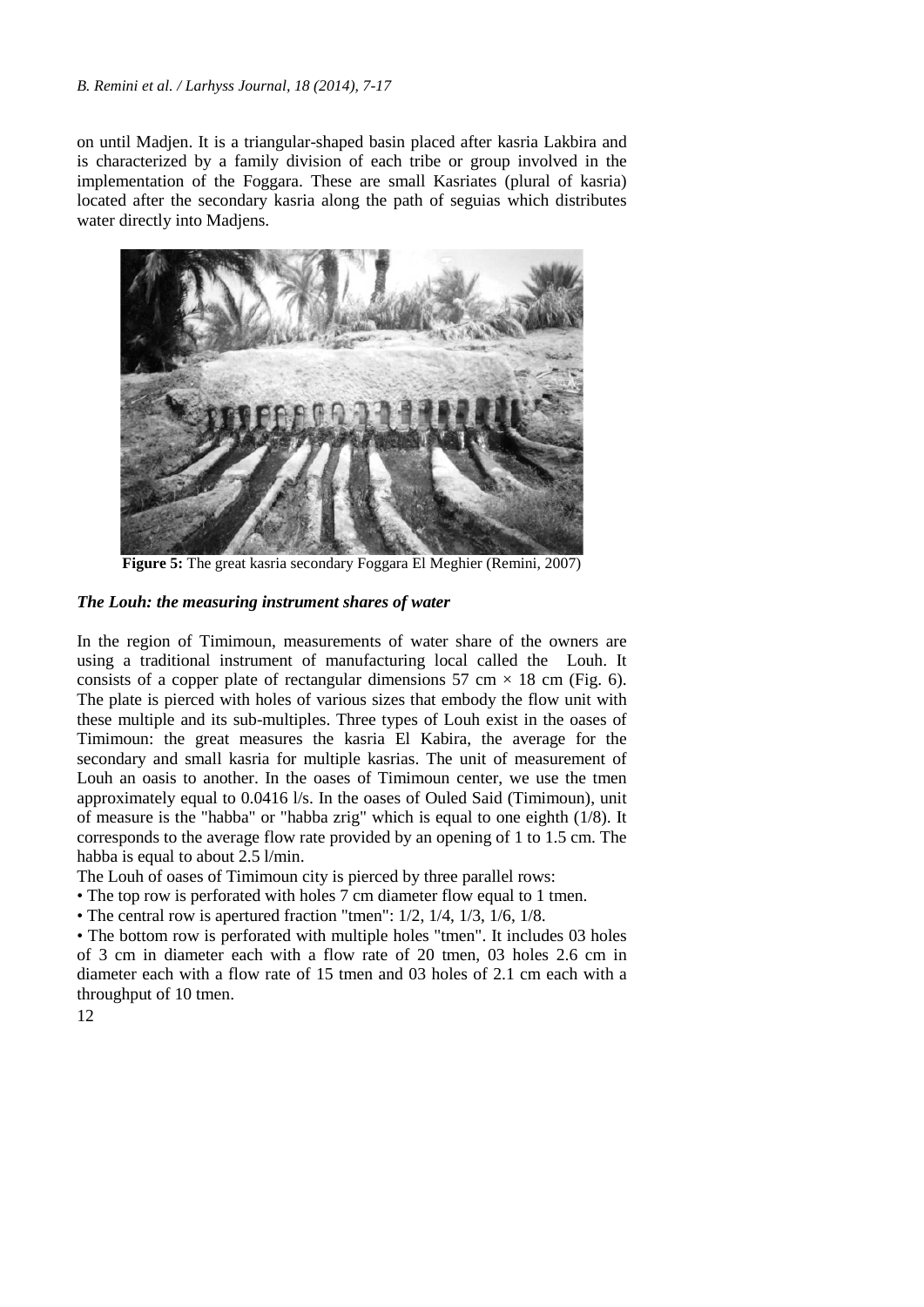on until Madjen. It is a triangular-shaped basin placed after kasria Lakbira and is characterized by a family division of each tribe or group involved in the implementation of the Foggara. These are small Kasriates (plural of kasria) located after the secondary kasria along the path of seguias which distributes water directly into Madjens.

**Figure 5:** The great kasria secondary Foggara El Meghier (Remini, 2007)

### *The Louh: the measuring instrument shares of water*

In the region of Timimoun, measurements of water share of the owners are using a traditional instrument of manufacturing local called the Louh. It consists of a copper plate of rectangular dimensions 57 cm × 18 cm (Fig. 6). The plate is pierced with holes of various sizes that embody the flow unit with these multiple and its sub-multiples. Three types of Louh exist in the oases of Timimoun: the great measures the kasria El Kabira, the average for the secondary and small kasria for multiple kasrias. The unit of measurement of Louh an oasis to another. In the oases of Timimoun center, we use the tmen approximately equal to 0.0416 l/s. In the oases of Ouled Said (Timimoun), unit of measure is the "habba" or "habba zrig" which is equal to one eighth (1/8). It corresponds to the average flow rate provided by an opening of 1 to 1.5 cm. The habba is equal to about 2.5 l/min.

The Louh of oases of Timimoun city is pierced by three parallel rows:

- The top row is perforated with holes 7 cm diameter flow equal to 1 tmen.
- The central row is apertured fraction "tmen": 1/2, 1/4, 1/3, 1/6, 1/8.
- The bottom row is perforated with multiple holes "tmen". It includes 03 holes of 3 cm in diameter each with a flow rate of 20 tmen, 03 holes 2.6 cm in diameter each with a flow rate of 15 tmen and 03 holes of 2.1 cm each with a throughput of 10 tmen.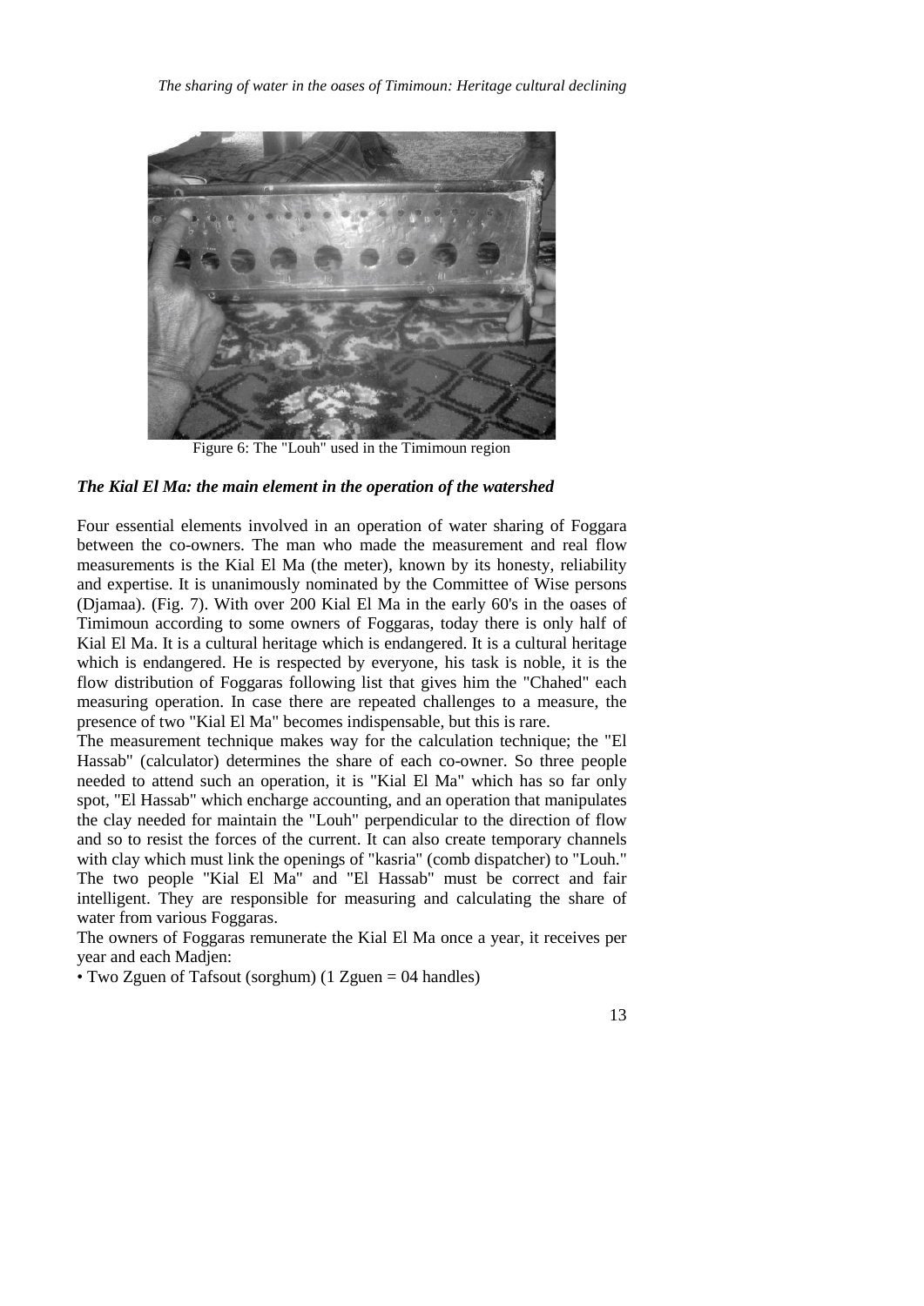Figure 6: The "Louh" used in the Timimoun region

### *The Kial El Ma: the main element in the operation of the watershed*

Four essential elements involved in an operation of water sharing of Foggara between the co-owners. The man who made the measurement and real flow measurements is the Kial El Ma (the meter), known by its honesty, reliability and expertise. It is unanimously nominated by the Committee of Wise persons (Djamaa). (Fig. 7). With over 200 Kial El Ma in the early 60's in the oases of Timimoun according to some owners of Foggaras, today there is only half of Kial El Ma. It is a cultural heritage which is endangered. It is a cultural heritage which is endangered. He is respected by everyone, his task is noble, it is the flow distribution of Foggaras following list that gives him the "Chahed" each measuring operation. In case there are repeated challenges to a measure, the presence of two "Kial El Ma" becomes indispensable, but this is rare.

The measurement technique makes way for the calculation technique; the "El Hassab" (calculator) determines the share of each co-owner. So three people needed to attend such an operation, it is "Kial El Ma" which has so far only spot, "El Hassab" which encharge accounting, and an operation that manipulates the clay needed for maintain the "Louh" perpendicular to the direction of flow and so to resist the forces of the current. It can also create temporary channels with clay which must link the openings of "kasria" (comb dispatcher) to "Louh." The two people "Kial El Ma" and "El Hassab" must be correct and fair intelligent. They are responsible for measuring and calculating the share of water from various Foggaras.

The owners of Foggaras remunerate the Kial El Ma once a year, it receives per year and each Madjen:

• Two Zguen of Tafsout (sorghum) (1 Zguen = 04 handles)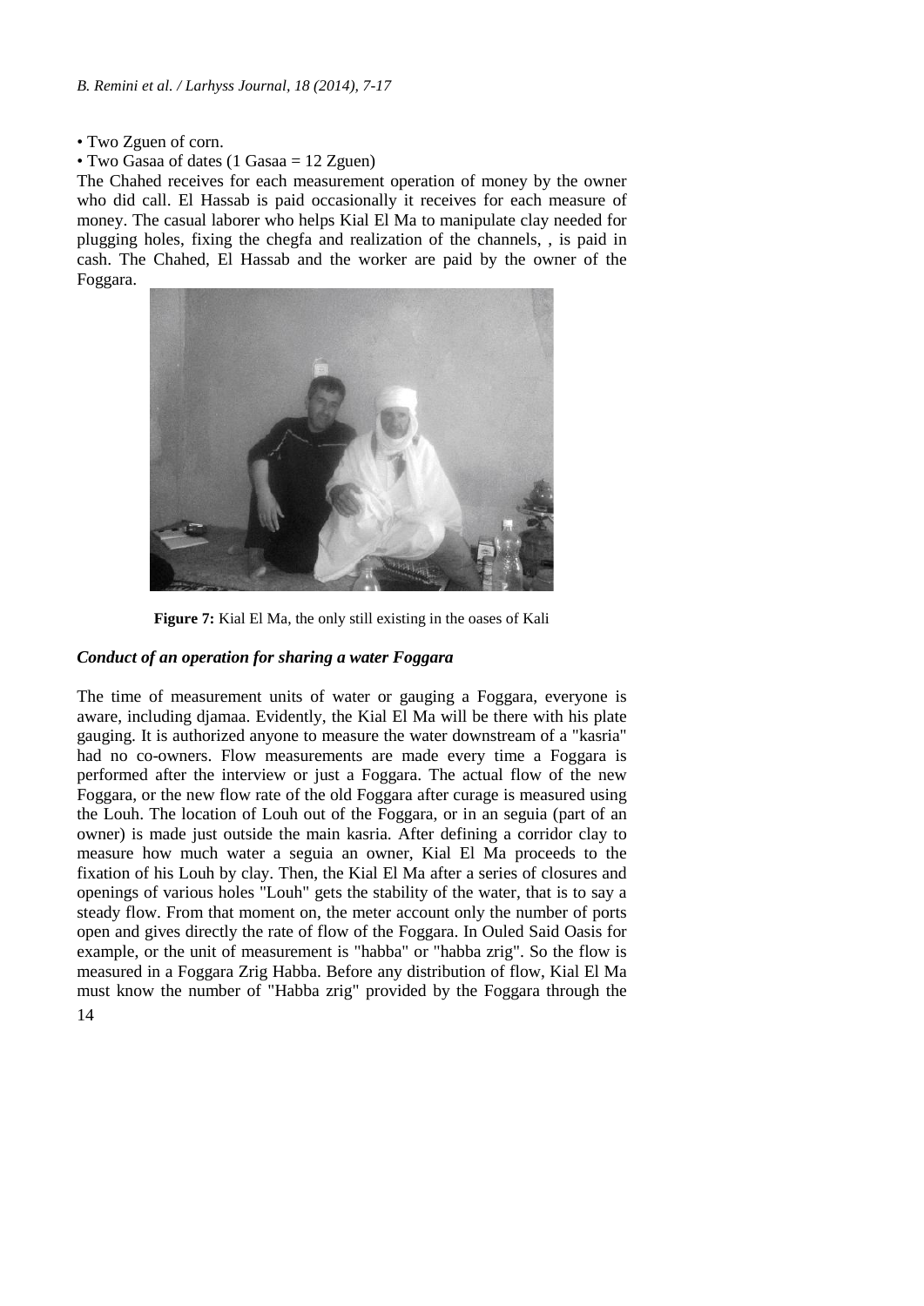- Two Zguen of corn.
- Two Gasaa of dates (1 Gasaa = 12 Zguen)

The Chahed receives for each measurement operation of money by the owner who did call. El Hassab is paid occasionally it receives for each measure of money. The casual laborer who helps Kial El Ma to manipulate clay needed for plugging holes, fixing the chegfa and realization of the channels, , is paid in cash. The Chahed, El Hassab and the worker are paid by the owner of the Foggara.

**Figure 7:** Kial El Ma, the only still existing in the oases of Kali

### *Conduct of an operation for sharing a water Foggara*

The time of measurement units of water or gauging a Foggara, everyone is aware, including djamaa. Evidently, the Kial El Ma will be there with his plate gauging. It is authorized anyone to measure the water downstream of a "kasria" had no co-owners. Flow measurements are made every time a Foggara is performed after the interview or just a Foggara. The actual flow of the new Foggara, or the new flow rate of the old Foggara after curage is measured using the Louh. The location of Louh out of the Foggara, or in an seguia (part of an owner) is made just outside the main kasria. After defining a corridor clay to measure how much water a seguia an owner, Kial El Ma proceeds to the fixation of his Louh by clay. Then, the Kial El Ma after a series of closures and openings of various holes "Louh" gets the stability of the water, that is to say a steady flow. From that moment on, the meter account only the number of ports open and gives directly the rate of flow of the Foggara. In Ouled Said Oasis for example, or the unit of measurement is "habba" or "habba zrig". So the flow is measured in a Foggara Zrig Habba. Before any distribution of flow, Kial El Ma must know the number of "Habba zrig" provided by the Foggara through the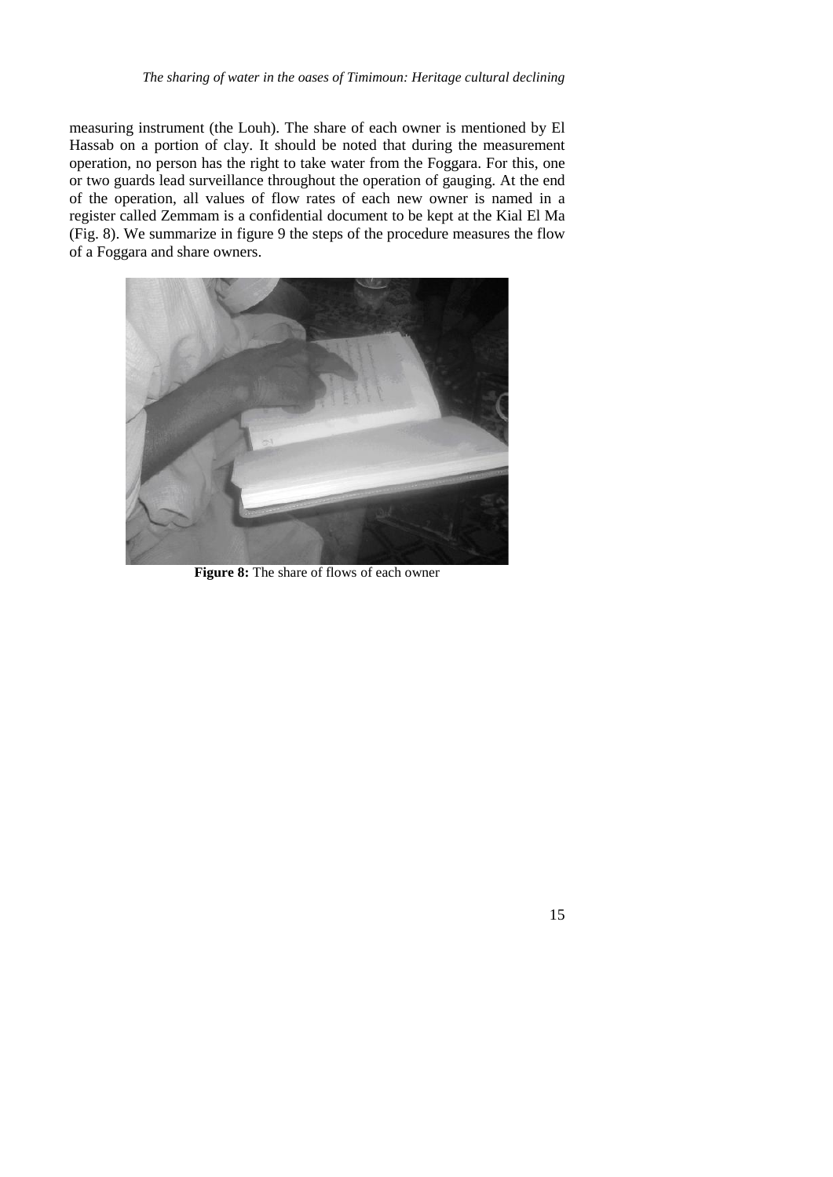measuring instrument (the Louh). The share of each owner is mentioned by El Hassab on a portion of clay. It should be noted that during the measurement operation, no person has the right to take water from the Foggara. For this, one or two guards lead surveillance throughout the operation of gauging. At the end of the operation, all values of flow rates of each new owner is named in a register called Zemmam is a confidential document to be kept at the Kial El Ma (Fig. 8). We summarize in figure 9 the steps of the procedure measures the flow of a Foggara and share owners.

**Figure 8:** The share of flows of each owner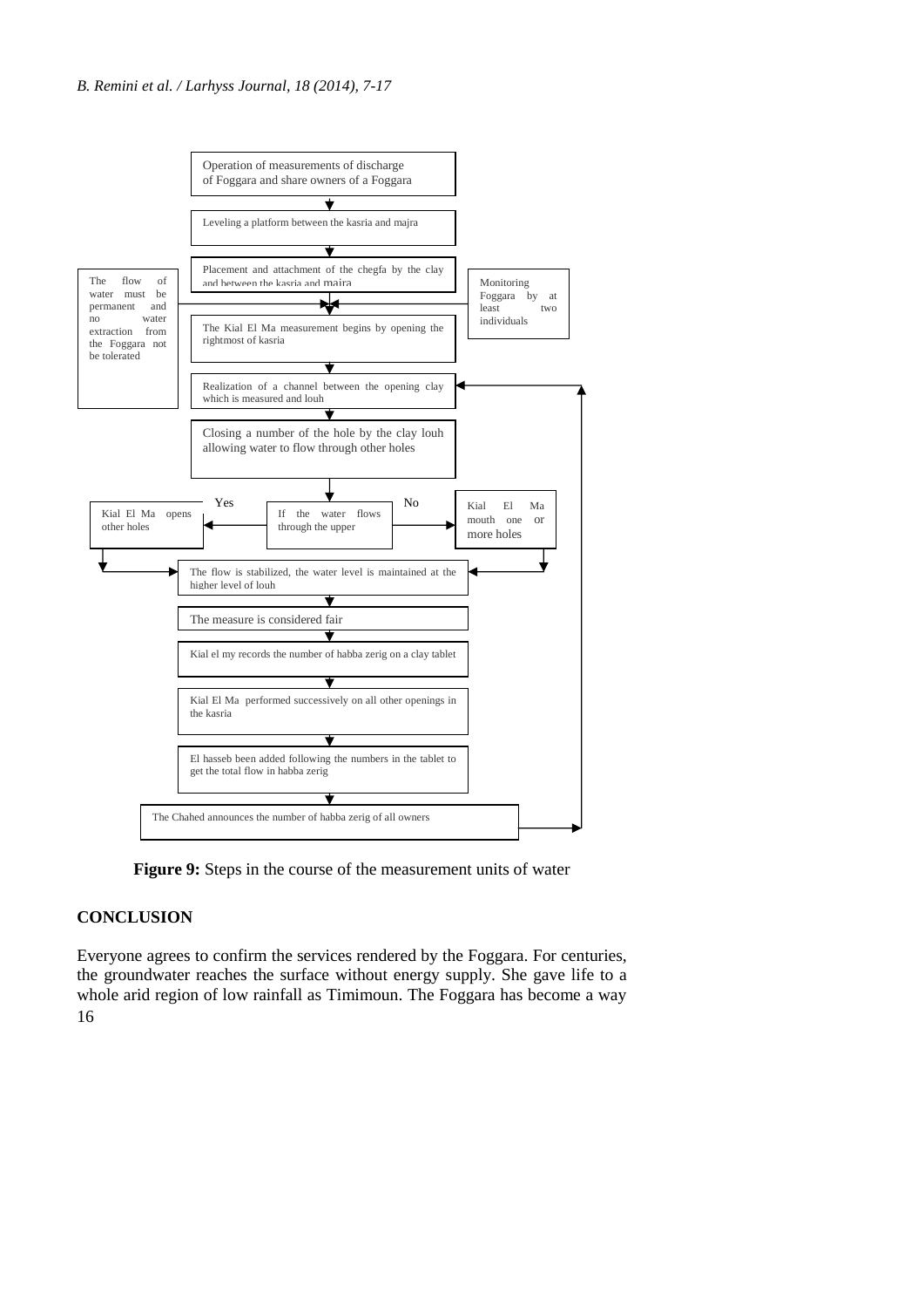Operation of measurements of discharge of Foggara and share owners of a Foggara

Leveling a platform between the kasria and majra

Placement and attachment of the chegfa by the clay and between the kasria and majra

The flow of water must be permanent and no water extraction from the Foggara not be tolerated

Monitoring Foggara by at least two individuals

The Kial El Ma measurement begins by opening the rightmost of kasria

Realization of a channel between the opening clay which is measured and louh

Closing a number of the hole by the clay louh allowing water to flow through other holes

If the water flows through the upper

Yes: Kial El Ma opens other holes

No: Kial El Ma mouth one or more holes

The flow is stabilized, the water level is maintained at the higher level of louh

The measure is considered fair

Kial el my records the number of habba zerig on a clay tablet

Kial El Ma performed successively on all other openings in the kasria

El hasseb been added following the numbers in the tablet to get the total flow in habba zerig

The Chahed announces the number of habba zerig of all owners

**Figure 9:** Steps in the course of the measurement units of water

## CONCLUSION

Everyone agrees to confirm the services rendered by the Foggara. For centuries, the groundwater reaches the surface without energy supply. She gave life to a whole arid region of low rainfall as Timimoun. The Foggara has become a way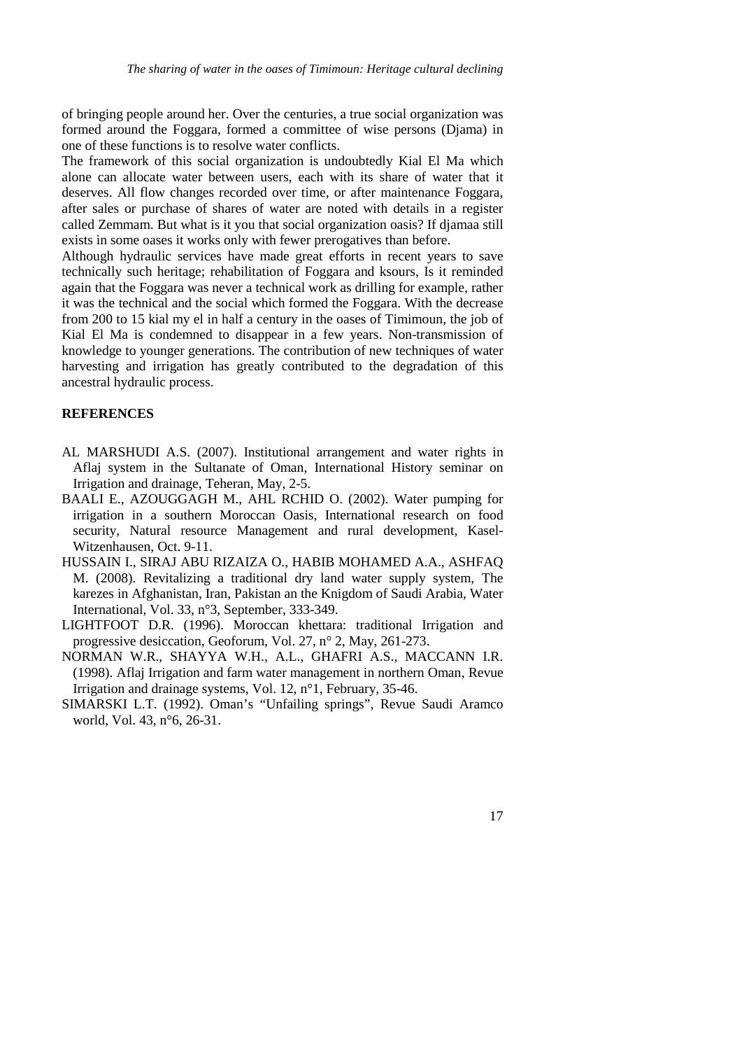of bringing people around her. Over the centuries, a true social organization was formed around the Foggara, formed a committee of wise persons (Djama) in one of these functions is to resolve water conflicts.

The framework of this social organization is undoubtedly Kial El Ma which alone can allocate water between users, each with its share of water that it deserves. All flow changes recorded over time, or after maintenance Foggara, after sales or purchase of shares of water are noted with details in a register called Zemmam. But what is it you that social organization oasis? If djamaa still exists in some oases it works only with fewer prerogatives than before.

Although hydraulic services have made great efforts in recent years to save technically such heritage; rehabilitation of Foggara and ksours, Is it reminded again that the Foggara was never a technical work as drilling for example, rather it was the technical and the social which formed the Foggara. With the decrease from 200 to 15 kial my el in half a century in the oases of Timimoun, the job of Kial El Ma is condemned to disappear in a few years. Non-transmission of knowledge to younger generations. The contribution of new techniques of water harvesting and irrigation has greatly contributed to the degradation of this ancestral hydraulic process.

## REFERENCES

AL MARSHUDI A.S. (2007). Institutional arrangement and water rights in Aflaj system in the Sultanate of Oman, International History seminar on Irrigation and drainage, Teheran, May, 2-5.

BAALI E., AZOUGGAGH M., AHL RCHID O. (2002). Water pumping for irrigation in a southern Moroccan Oasis, International research on food security, Natural resource Management and rural development, Kasel-Witzenhausen, Oct. 9-11.

HUSSAIN I., SIRAJ ABU RIZAIZA O., HABIB MOHAMED A.A., ASHFAQ M. (2008). Revitalizing a traditional dry land water supply system, The karezes in Afghanistan, Iran, Pakistan an the Knigdom of Saudi Arabia, Water International, Vol. 33, n°3, September, 333-349.

LIGHTFOOT D.R. (1996). Moroccan khettara: traditional Irrigation and progressive desiccation, Geoforum, Vol. 27, n° 2, May, 261-273.

NORMAN W.R., SHAYYA W.H., A.L., GHAFRI A.S., MACCANN I.R. (1998). Aflaj Irrigation and farm water management in northern Oman, Revue Irrigation and drainage systems, Vol. 12, n°1, February, 35-46.

SIMARSKI L.T. (1992). Oman's "Unfailing springs", Revue Saudi Aramco world, Vol. 43, n°6, 26-31.